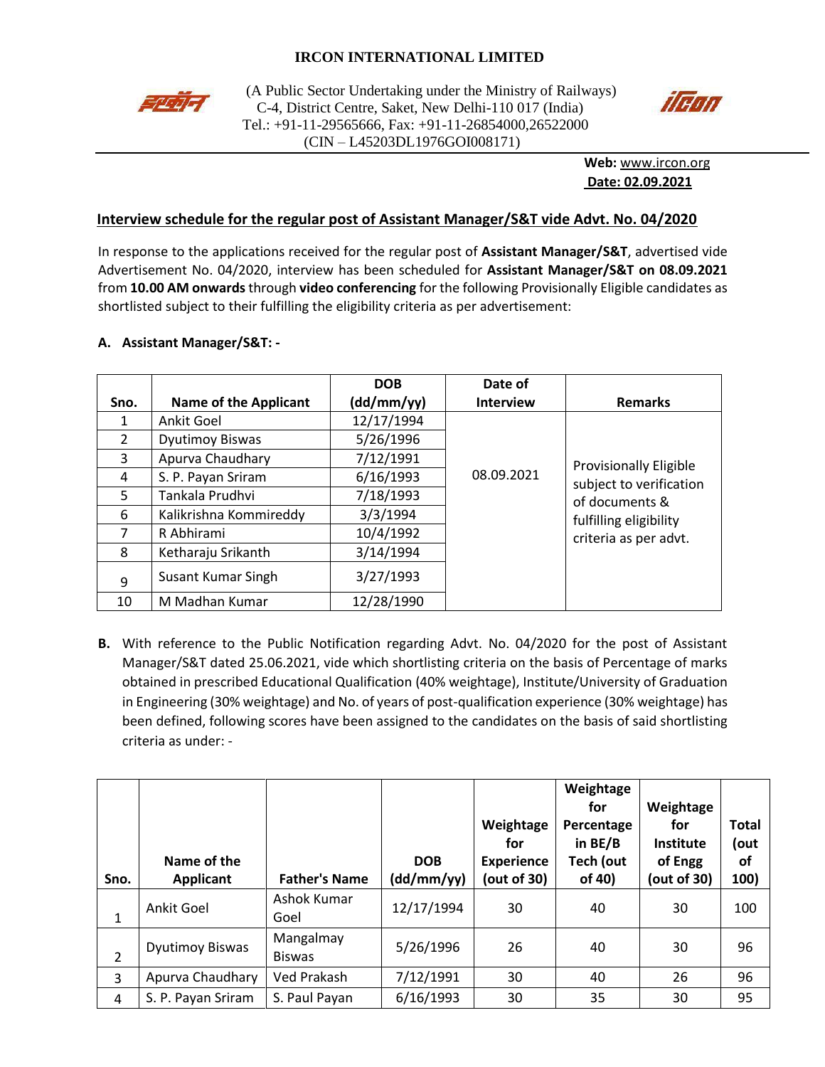# IRCON INTERNATIONAL LIMITED

(A Public Sector Undertaking under the Ministry of Railways)
C-4, District Centre, Saket, New Delhi-110 017 (India)
Tel.: +91-11-29565666, Fax: +91-11-26854000,26522000
(CIN – L45203DL1976GOI008171)

**Web:** www.ircon.org
**Date: 02.09.2021**

## Interview schedule for the regular post of Assistant Manager/S&T vide Advt. No. 04/2020

In response to the applications received for the regular post of **Assistant Manager/S&T**, advertised vide Advertisement No. 04/2020, interview has been scheduled for **Assistant Manager/S&T on 08.09.2021** from **10.00 AM onwards** through **video conferencing** for the following Provisionally Eligible candidates as shortlisted subject to their fulfilling the eligibility criteria as per advertisement:

### A. Assistant Manager/S&T: -

| Sno. | Name of the Applicant | DOB (dd/mm/yy) | Date of Interview | Remarks |
|---|---|---|---|---|
| 1 | Ankit Goel | 12/17/1994 | 08.09.2021 | Provisionally Eligible subject to verification of documents & fulfilling eligibility criteria as per advt. |
| 2 | Dyutimoy Biswas | 5/26/1996 | | |
| 3 | Apurva Chaudhary | 7/12/1991 | | |
| 4 | S. P. Payan Sriram | 6/16/1993 | | |
| 5 | Tankala Prudhvi | 7/18/1993 | | |
| 6 | Kalikrishna Kommireddy | 3/3/1994 | | |
| 7 | R Abhirami | 10/4/1992 | | |
| 8 | Ketharaju Srikanth | 3/14/1994 | | |
| 9 | Susant Kumar Singh | 3/27/1993 | | |
| 10 | M Madhan Kumar | 12/28/1990 | | |

**B.** With reference to the Public Notification regarding Advt. No. 04/2020 for the post of Assistant Manager/S&T dated 25.06.2021, vide which shortlisting criteria on the basis of Percentage of marks obtained in prescribed Educational Qualification (40% weightage), Institute/University of Graduation in Engineering (30% weightage) and No. of years of post-qualification experience (30% weightage) has been defined, following scores have been assigned to the candidates on the basis of said shortlisting criteria as under: -

| Sno. | Name of the Applicant | Father's Name | DOB (dd/mm/yy) | Weightage for Experience (out of 30) | Weightage for Percentage in BE/B Tech (out of 40) | Weightage for Institute of Engg (out of 30) | Total (out of 100) |
|---|---|---|---|---|---|---|---|
| 1 | Ankit Goel | Ashok Kumar Goel | 12/17/1994 | 30 | 40 | 30 | 100 |
| 2 | Dyutimoy Biswas | Mangalmay Biswas | 5/26/1996 | 26 | 40 | 30 | 96 |
| 3 | Apurva Chaudhary | Ved Prakash | 7/12/1991 | 30 | 40 | 26 | 96 |
| 4 | S. P. Payan Sriram | S. Paul Payan | 6/16/1993 | 30 | 35 | 30 | 95 |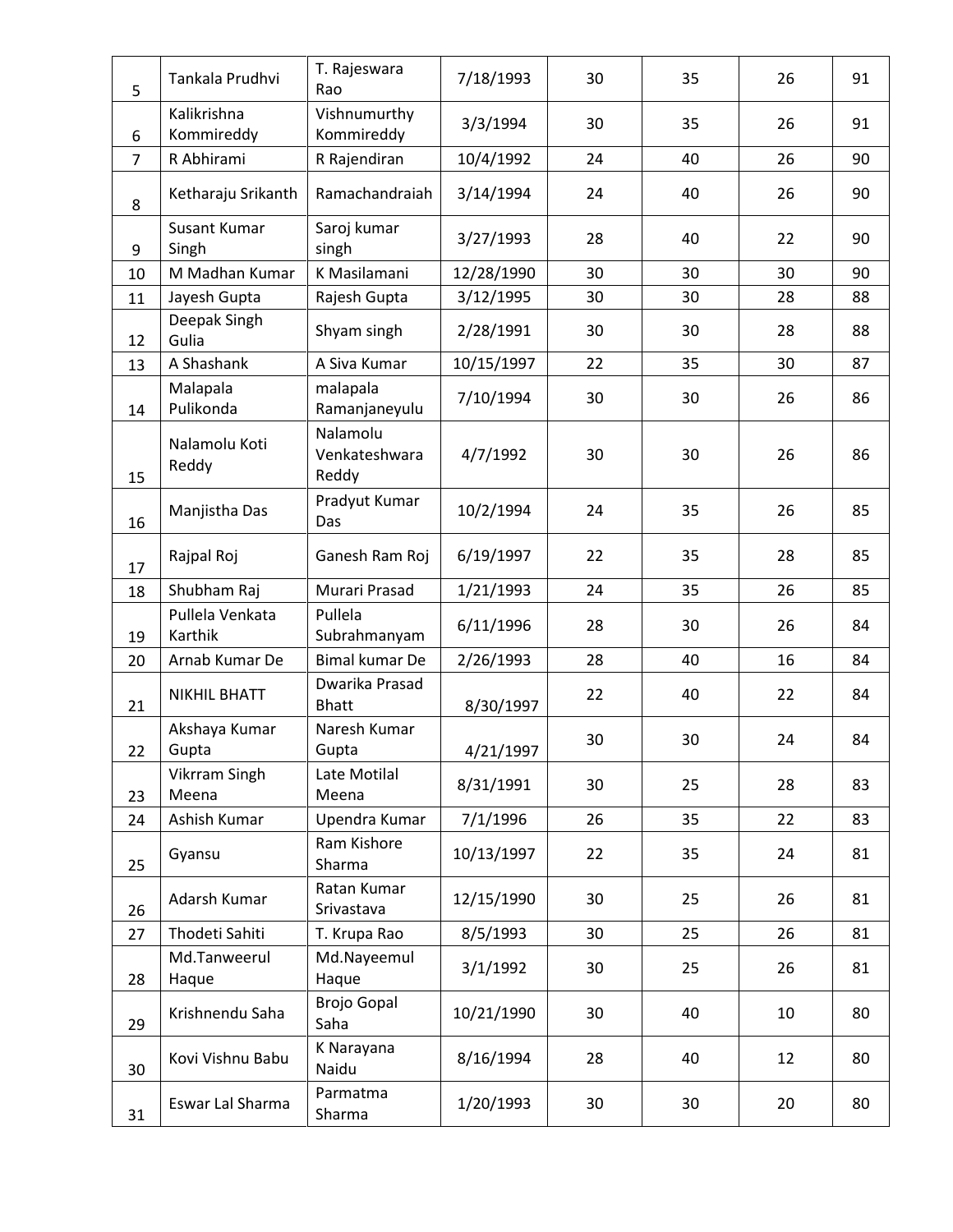| 5 | Tankala Prudhvi | T. Rajeswara Rao | 7/18/1993 | 30 | 35 | 26 | 91 |
|---|---|---|---|---|---|---|---|
| 6 | Kalikrishna Kommireddy | Vishnumurthy Kommireddy | 3/3/1994 | 30 | 35 | 26 | 91 |
| 7 | R Abhirami | R Rajendiran | 10/4/1992 | 24 | 40 | 26 | 90 |
| 8 | Ketharaju Srikanth | Ramachandraiah | 3/14/1994 | 24 | 40 | 26 | 90 |
| 9 | Susant Kumar Singh | Saroj kumar singh | 3/27/1993 | 28 | 40 | 22 | 90 |
| 10 | M Madhan Kumar | K Masilamani | 12/28/1990 | 30 | 30 | 30 | 90 |
| 11 | Jayesh Gupta | Rajesh Gupta | 3/12/1995 | 30 | 30 | 28 | 88 |
| 12 | Deepak Singh Gulia | Shyam singh | 2/28/1991 | 30 | 30 | 28 | 88 |
| 13 | A Shashank | A Siva Kumar | 10/15/1997 | 22 | 35 | 30 | 87 |
| 14 | Malapala Pulikonda | malapala Ramanjaneyulu | 7/10/1994 | 30 | 30 | 26 | 86 |
| 15 | Nalamolu Koti Reddy | Nalamolu Venkateshwara Reddy | 4/7/1992 | 30 | 30 | 26 | 86 |
| 16 | Manjistha Das | Pradyut Kumar Das | 10/2/1994 | 24 | 35 | 26 | 85 |
| 17 | Rajpal Roj | Ganesh Ram Roj | 6/19/1997 | 22 | 35 | 28 | 85 |
| 18 | Shubham Raj | Murari Prasad | 1/21/1993 | 24 | 35 | 26 | 85 |
| 19 | Pullela Venkata Karthik | Pullela Subrahmanyam | 6/11/1996 | 28 | 30 | 26 | 84 |
| 20 | Arnab Kumar De | Bimal kumar De | 2/26/1993 | 28 | 40 | 16 | 84 |
| 21 | NIKHIL BHATT | Dwarika Prasad Bhatt | 8/30/1997 | 22 | 40 | 22 | 84 |
| 22 | Akshaya Kumar Gupta | Naresh Kumar Gupta | 4/21/1997 | 30 | 30 | 24 | 84 |
| 23 | Vikrram Singh Meena | Late Motilal Meena | 8/31/1991 | 30 | 25 | 28 | 83 |
| 24 | Ashish Kumar | Upendra Kumar | 7/1/1996 | 26 | 35 | 22 | 83 |
| 25 | Gyansu | Ram Kishore Sharma | 10/13/1997 | 22 | 35 | 24 | 81 |
| 26 | Adarsh Kumar | Ratan Kumar Srivastava | 12/15/1990 | 30 | 25 | 26 | 81 |
| 27 | Thodeti Sahiti | T. Krupa Rao | 8/5/1993 | 30 | 25 | 26 | 81 |
| 28 | Md.Tanweerul Haque | Md.Nayeemul Haque | 3/1/1992 | 30 | 25 | 26 | 81 |
| 29 | Krishnendu Saha | Brojo Gopal Saha | 10/21/1990 | 30 | 40 | 10 | 80 |
| 30 | Kovi Vishnu Babu | K Narayana Naidu | 8/16/1994 | 28 | 40 | 12 | 80 |
| 31 | Eswar Lal Sharma | Parmatma Sharma | 1/20/1993 | 30 | 30 | 20 | 80 |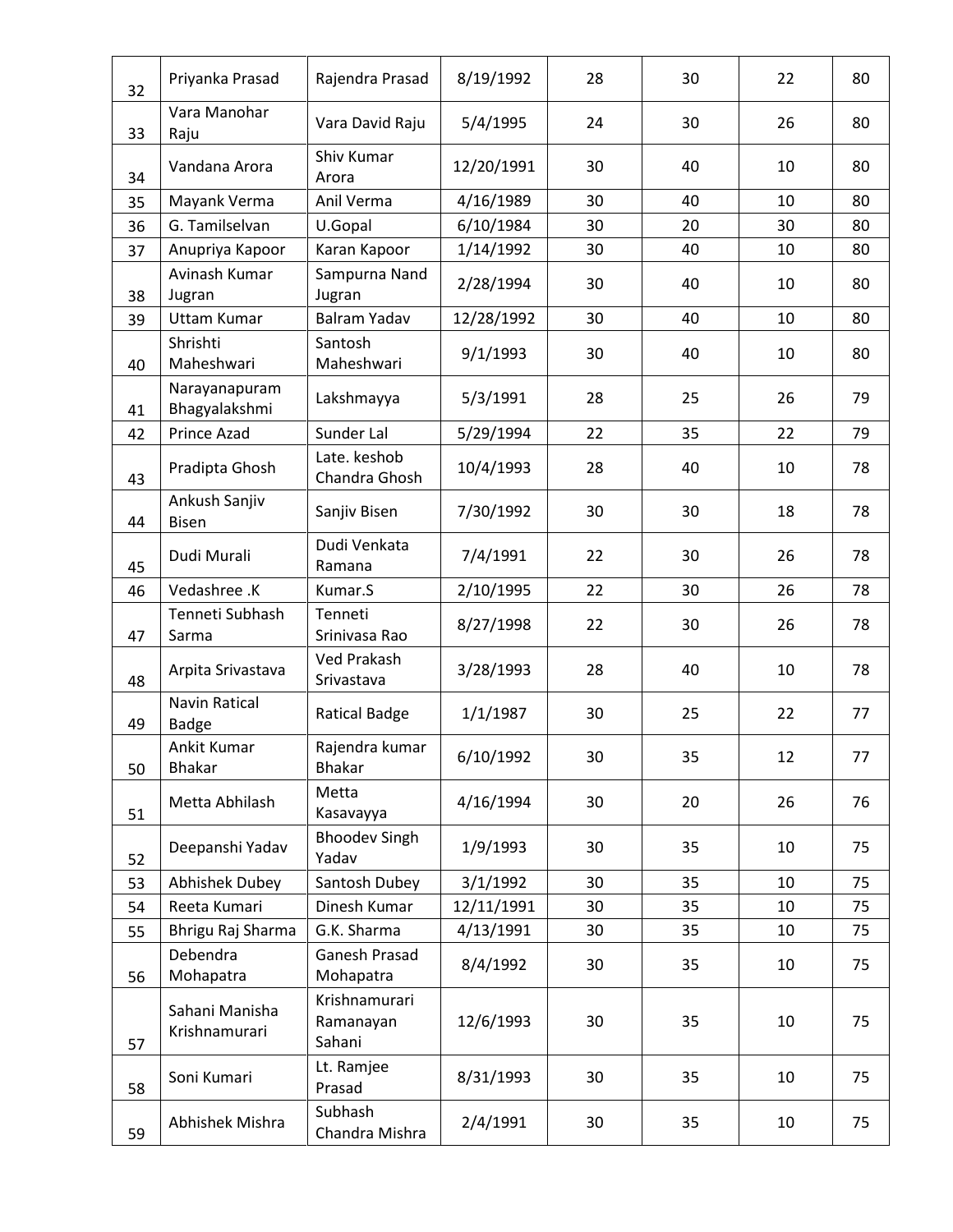| | | | | | | | |
|---|---|---|---|---|---|---|---|
| 32 | Priyanka Prasad | Rajendra Prasad | 8/19/1992 | 28 | 30 | 22 | 80 |
| 33 | Vara Manohar Raju | Vara David Raju | 5/4/1995 | 24 | 30 | 26 | 80 |
| 34 | Vandana Arora | Shiv Kumar Arora | 12/20/1991 | 30 | 40 | 10 | 80 |
| 35 | Mayank Verma | Anil Verma | 4/16/1989 | 30 | 40 | 10 | 80 |
| 36 | G. Tamilselvan | U.Gopal | 6/10/1984 | 30 | 20 | 30 | 80 |
| 37 | Anupriya Kapoor | Karan Kapoor | 1/14/1992 | 30 | 40 | 10 | 80 |
| 38 | Avinash Kumar Jugran | Sampurna Nand Jugran | 2/28/1994 | 30 | 40 | 10 | 80 |
| 39 | Uttam Kumar | Balram Yadav | 12/28/1992 | 30 | 40 | 10 | 80 |
| 40 | Shrishti Maheshwari | Santosh Maheshwari | 9/1/1993 | 30 | 40 | 10 | 80 |
| 41 | Narayanapuram Bhagyalakshmi | Lakshmayya | 5/3/1991 | 28 | 25 | 26 | 79 |
| 42 | Prince Azad | Sunder Lal | 5/29/1994 | 22 | 35 | 22 | 79 |
| 43 | Pradipta Ghosh | Late. keshob Chandra Ghosh | 10/4/1993 | 28 | 40 | 10 | 78 |
| 44 | Ankush Sanjiv Bisen | Sanjiv Bisen | 7/30/1992 | 30 | 30 | 18 | 78 |
| 45 | Dudi Murali | Dudi Venkata Ramana | 7/4/1991 | 22 | 30 | 26 | 78 |
| 46 | Vedashree .K | Kumar.S | 2/10/1995 | 22 | 30 | 26 | 78 |
| 47 | Tenneti Subhash Sarma | Tenneti Srinivasa Rao | 8/27/1998 | 22 | 30 | 26 | 78 |
| 48 | Arpita Srivastava | Ved Prakash Srivastava | 3/28/1993 | 28 | 40 | 10 | 78 |
| 49 | Navin Ratical Badge | Ratical Badge | 1/1/1987 | 30 | 25 | 22 | 77 |
| 50 | Ankit Kumar Bhakar | Rajendra kumar Bhakar | 6/10/1992 | 30 | 35 | 12 | 77 |
| 51 | Metta Abhilash | Metta Kasavayya | 4/16/1994 | 30 | 20 | 26 | 76 |
| 52 | Deepanshi Yadav | Bhoodev Singh Yadav | 1/9/1993 | 30 | 35 | 10 | 75 |
| 53 | Abhishek Dubey | Santosh Dubey | 3/1/1992 | 30 | 35 | 10 | 75 |
| 54 | Reeta Kumari | Dinesh Kumar | 12/11/1991 | 30 | 35 | 10 | 75 |
| 55 | Bhrigu Raj Sharma | G.K. Sharma | 4/13/1991 | 30 | 35 | 10 | 75 |
| 56 | Debendra Mohapatra | Ganesh Prasad Mohapatra | 8/4/1992 | 30 | 35 | 10 | 75 |
| 57 | Sahani Manisha Krishnamurari | Krishnamurari Ramanayan Sahani | 12/6/1993 | 30 | 35 | 10 | 75 |
| 58 | Soni Kumari | Lt. Ramjee Prasad | 8/31/1993 | 30 | 35 | 10 | 75 |
| 59 | Abhishek Mishra | Subhash Chandra Mishra | 2/4/1991 | 30 | 35 | 10 | 75 |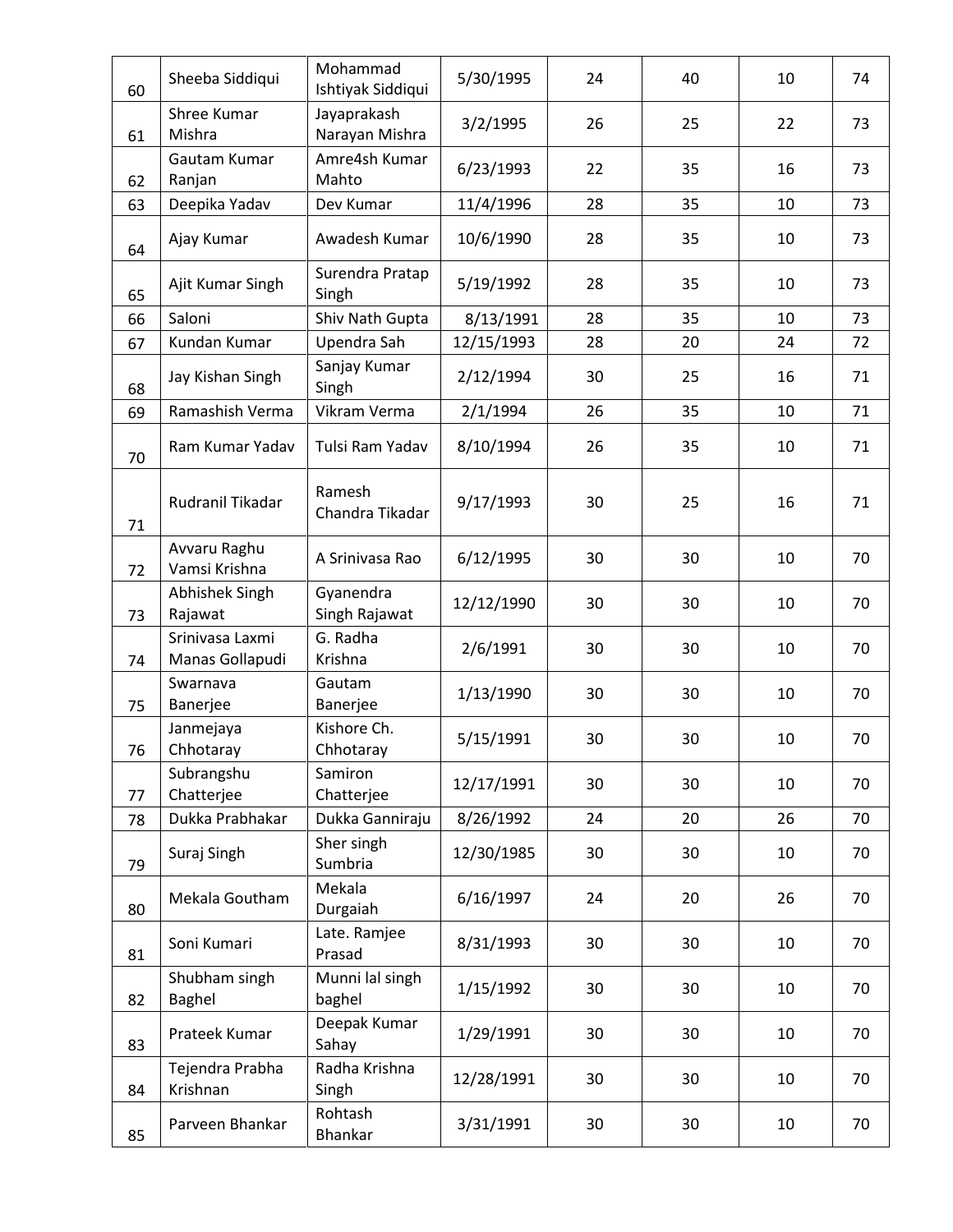| | | | | | | | |
|---|---|---|---|---|---|---|---|
| 60 | Sheeba Siddiqui | Mohammad Ishtiyak Siddiqui | 5/30/1995 | 24 | 40 | 10 | 74 |
| 61 | Shree Kumar Mishra | Jayaprakash Narayan Mishra | 3/2/1995 | 26 | 25 | 22 | 73 |
| 62 | Gautam Kumar Ranjan | Amre4sh Kumar Mahto | 6/23/1993 | 22 | 35 | 16 | 73 |
| 63 | Deepika Yadav | Dev Kumar | 11/4/1996 | 28 | 35 | 10 | 73 |
| 64 | Ajay Kumar | Awadesh Kumar | 10/6/1990 | 28 | 35 | 10 | 73 |
| 65 | Ajit Kumar Singh | Surendra Pratap Singh | 5/19/1992 | 28 | 35 | 10 | 73 |
| 66 | Saloni | Shiv Nath Gupta | 8/13/1991 | 28 | 35 | 10 | 73 |
| 67 | Kundan Kumar | Upendra Sah | 12/15/1993 | 28 | 20 | 24 | 72 |
| 68 | Jay Kishan Singh | Sanjay Kumar Singh | 2/12/1994 | 30 | 25 | 16 | 71 |
| 69 | Ramashish Verma | Vikram Verma | 2/1/1994 | 26 | 35 | 10 | 71 |
| 70 | Ram Kumar Yadav | Tulsi Ram Yadav | 8/10/1994 | 26 | 35 | 10 | 71 |
| 71 | Rudranil Tikadar | Ramesh Chandra Tikadar | 9/17/1993 | 30 | 25 | 16 | 71 |
| 72 | Avvaru Raghu Vamsi Krishna | A Srinivasa Rao | 6/12/1995 | 30 | 30 | 10 | 70 |
| 73 | Abhishek Singh Rajawat | Gyanendra Singh Rajawat | 12/12/1990 | 30 | 30 | 10 | 70 |
| 74 | Srinivasa Laxmi Manas Gollapudi | G. Radha Krishna | 2/6/1991 | 30 | 30 | 10 | 70 |
| 75 | Swarnava Banerjee | Gautam Banerjee | 1/13/1990 | 30 | 30 | 10 | 70 |
| 76 | Janmejaya Chhotaray | Kishore Ch. Chhotaray | 5/15/1991 | 30 | 30 | 10 | 70 |
| 77 | Subrangshu Chatterjee | Samiron Chatterjee | 12/17/1991 | 30 | 30 | 10 | 70 |
| 78 | Dukka Prabhakar | Dukka Ganniraju | 8/26/1992 | 24 | 20 | 26 | 70 |
| 79 | Suraj Singh | Sher singh Sumbria | 12/30/1985 | 30 | 30 | 10 | 70 |
| 80 | Mekala Goutham | Mekala Durgaiah | 6/16/1997 | 24 | 20 | 26 | 70 |
| 81 | Soni Kumari | Late. Ramjee Prasad | 8/31/1993 | 30 | 30 | 10 | 70 |
| 82 | Shubham singh Baghel | Munni lal singh baghel | 1/15/1992 | 30 | 30 | 10 | 70 |
| 83 | Prateek Kumar | Deepak Kumar Sahay | 1/29/1991 | 30 | 30 | 10 | 70 |
| 84 | Tejendra Prabha Krishnan | Radha Krishna Singh | 12/28/1991 | 30 | 30 | 10 | 70 |
| 85 | Parveen Bhankar | Rohtash Bhankar | 3/31/1991 | 30 | 30 | 10 | 70 |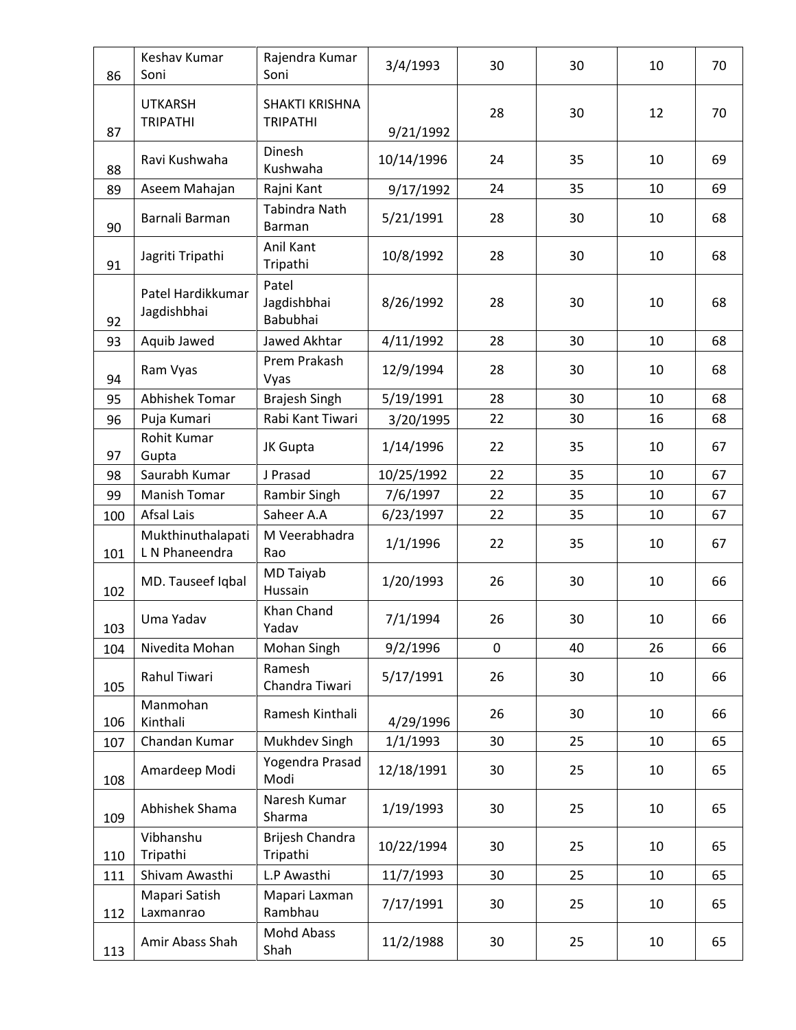| | | | | | | | |
|---|---|---|---|---|---|---|---|
| 86 | Keshav Kumar Soni | Rajendra Kumar Soni | 3/4/1993 | 30 | 30 | 10 | 70 |
| 87 | UTKARSH TRIPATHI | SHAKTI KRISHNA TRIPATHI | 9/21/1992 | 28 | 30 | 12 | 70 |
| 88 | Ravi Kushwaha | Dinesh Kushwaha | 10/14/1996 | 24 | 35 | 10 | 69 |
| 89 | Aseem Mahajan | Rajni Kant | 9/17/1992 | 24 | 35 | 10 | 69 |
| 90 | Barnali Barman | Tabindra Nath Barman | 5/21/1991 | 28 | 30 | 10 | 68 |
| 91 | Jagriti Tripathi | Anil Kant Tripathi | 10/8/1992 | 28 | 30 | 10 | 68 |
| 92 | Patel Hardikkumar Jagdishbhai | Patel Jagdishbhai Babubhai | 8/26/1992 | 28 | 30 | 10 | 68 |
| 93 | Aquib Jawed | Jawed Akhtar | 4/11/1992 | 28 | 30 | 10 | 68 |
| 94 | Ram Vyas | Prem Prakash Vyas | 12/9/1994 | 28 | 30 | 10 | 68 |
| 95 | Abhishek Tomar | Brajesh Singh | 5/19/1991 | 28 | 30 | 10 | 68 |
| 96 | Puja Kumari | Rabi Kant Tiwari | 3/20/1995 | 22 | 30 | 16 | 68 |
| 97 | Rohit Kumar Gupta | JK Gupta | 1/14/1996 | 22 | 35 | 10 | 67 |
| 98 | Saurabh Kumar | J Prasad | 10/25/1992 | 22 | 35 | 10 | 67 |
| 99 | Manish Tomar | Rambir Singh | 7/6/1997 | 22 | 35 | 10 | 67 |
| 100 | Afsal Lais | Saheer A.A | 6/23/1997 | 22 | 35 | 10 | 67 |
| 101 | Mukthinuthalapati L N Phaneendra | M Veerabhadra Rao | 1/1/1996 | 22 | 35 | 10 | 67 |
| 102 | MD. Tauseef Iqbal | MD Taiyab Hussain | 1/20/1993 | 26 | 30 | 10 | 66 |
| 103 | Uma Yadav | Khan Chand Yadav | 7/1/1994 | 26 | 30 | 10 | 66 |
| 104 | Nivedita Mohan | Mohan Singh | 9/2/1996 | 0 | 40 | 26 | 66 |
| 105 | Rahul Tiwari | Ramesh Chandra Tiwari | 5/17/1991 | 26 | 30 | 10 | 66 |
| 106 | Manmohan Kinthali | Ramesh Kinthali | 4/29/1996 | 26 | 30 | 10 | 66 |
| 107 | Chandan Kumar | Mukhdev Singh | 1/1/1993 | 30 | 25 | 10 | 65 |
| 108 | Amardeep Modi | Yogendra Prasad Modi | 12/18/1991 | 30 | 25 | 10 | 65 |
| 109 | Abhishek Shama | Naresh Kumar Sharma | 1/19/1993 | 30 | 25 | 10 | 65 |
| 110 | Vibhanshu Tripathi | Brijesh Chandra Tripathi | 10/22/1994 | 30 | 25 | 10 | 65 |
| 111 | Shivam Awasthi | L.P Awasthi | 11/7/1993 | 30 | 25 | 10 | 65 |
| 112 | Mapari Satish Laxmanrao | Mapari Laxman Rambhau | 7/17/1991 | 30 | 25 | 10 | 65 |
| 113 | Amir Abass Shah | Mohd Abass Shah | 11/2/1988 | 30 | 25 | 10 | 65 |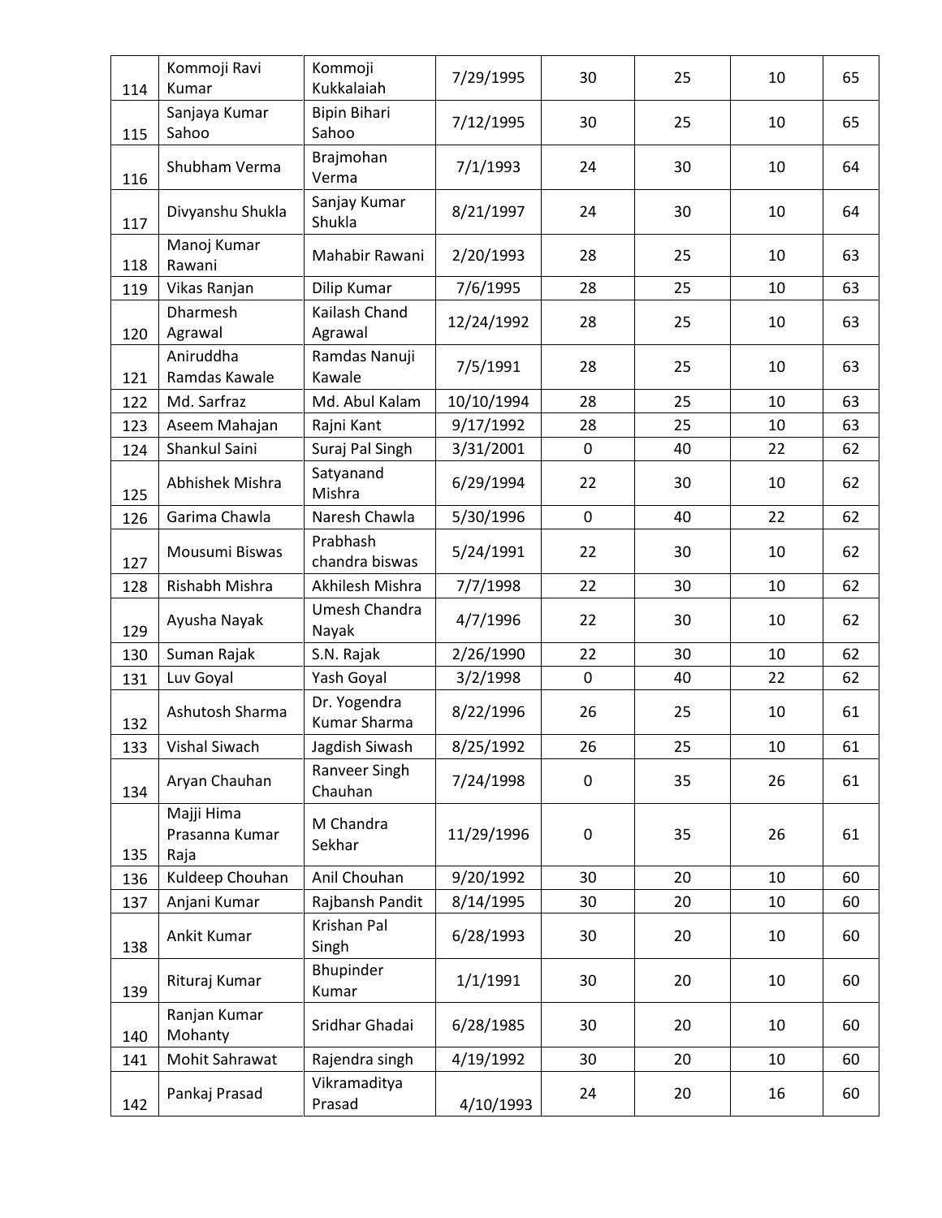| 114 | Kommoji Ravi Kumar | Kommoji Kukkalaiah | 7/29/1995 | 30 | 25 | 10 | 65 |
|---|---|---|---|---|---|---|---|
| 115 | Sanjaya Kumar Sahoo | Bipin Bihari Sahoo | 7/12/1995 | 30 | 25 | 10 | 65 |
| 116 | Shubham Verma | Brajmohan Verma | 7/1/1993 | 24 | 30 | 10 | 64 |
| 117 | Divyanshu Shukla | Sanjay Kumar Shukla | 8/21/1997 | 24 | 30 | 10 | 64 |
| 118 | Manoj Kumar Rawani | Mahabir Rawani | 2/20/1993 | 28 | 25 | 10 | 63 |
| 119 | Vikas Ranjan | Dilip Kumar | 7/6/1995 | 28 | 25 | 10 | 63 |
| 120 | Dharmesh Agrawal | Kailash Chand Agrawal | 12/24/1992 | 28 | 25 | 10 | 63 |
| 121 | Aniruddha Ramdas Kawale | Ramdas Nanuji Kawale | 7/5/1991 | 28 | 25 | 10 | 63 |
| 122 | Md. Sarfraz | Md. Abul Kalam | 10/10/1994 | 28 | 25 | 10 | 63 |
| 123 | Aseem Mahajan | Rajni Kant | 9/17/1992 | 28 | 25 | 10 | 63 |
| 124 | Shankul Saini | Suraj Pal Singh | 3/31/2001 | 0 | 40 | 22 | 62 |
| 125 | Abhishek Mishra | Satyanand Mishra | 6/29/1994 | 22 | 30 | 10 | 62 |
| 126 | Garima Chawla | Naresh Chawla | 5/30/1996 | 0 | 40 | 22 | 62 |
| 127 | Mousumi Biswas | Prabhash chandra biswas | 5/24/1991 | 22 | 30 | 10 | 62 |
| 128 | Rishabh Mishra | Akhilesh Mishra | 7/7/1998 | 22 | 30 | 10 | 62 |
| 129 | Ayusha Nayak | Umesh Chandra Nayak | 4/7/1996 | 22 | 30 | 10 | 62 |
| 130 | Suman Rajak | S.N. Rajak | 2/26/1990 | 22 | 30 | 10 | 62 |
| 131 | Luv Goyal | Yash Goyal | 3/2/1998 | 0 | 40 | 22 | 62 |
| 132 | Ashutosh Sharma | Dr. Yogendra Kumar Sharma | 8/22/1996 | 26 | 25 | 10 | 61 |
| 133 | Vishal Siwach | Jagdish Siwash | 8/25/1992 | 26 | 25 | 10 | 61 |
| 134 | Aryan Chauhan | Ranveer Singh Chauhan | 7/24/1998 | 0 | 35 | 26 | 61 |
| 135 | Majji Hima Prasanna Kumar Raja | M Chandra Sekhar | 11/29/1996 | 0 | 35 | 26 | 61 |
| 136 | Kuldeep Chouhan | Anil Chouhan | 9/20/1992 | 30 | 20 | 10 | 60 |
| 137 | Anjani Kumar | Rajbansh Pandit | 8/14/1995 | 30 | 20 | 10 | 60 |
| 138 | Ankit Kumar | Krishan Pal Singh | 6/28/1993 | 30 | 20 | 10 | 60 |
| 139 | Rituraj Kumar | Bhupinder Kumar | 1/1/1991 | 30 | 20 | 10 | 60 |
| 140 | Ranjan Kumar Mohanty | Sridhar Ghadai | 6/28/1985 | 30 | 20 | 10 | 60 |
| 141 | Mohit Sahrawat | Rajendra singh | 4/19/1992 | 30 | 20 | 10 | 60 |
| 142 | Pankaj Prasad | Vikramaditya Prasad | 4/10/1993 | 24 | 20 | 16 | 60 |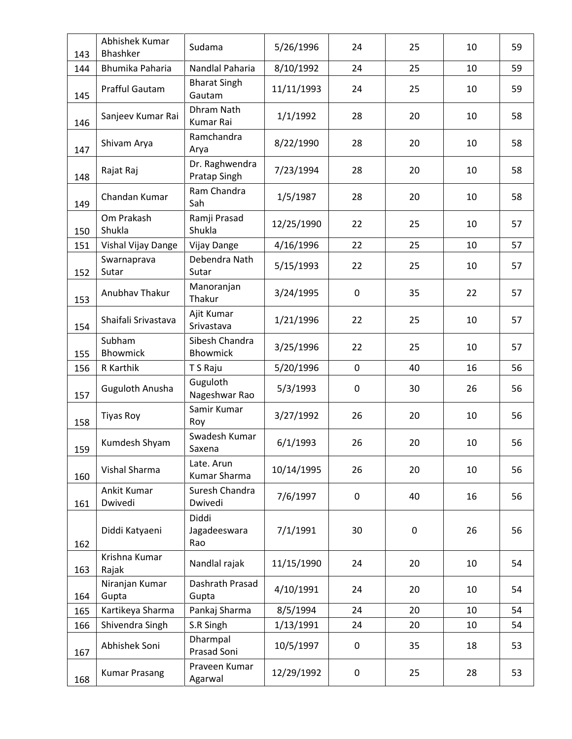| | | | | | | | |
|---|---|---|---|---|---|---|---|
| 143 | Abhishek Kumar Bhashker | Sudama | 5/26/1996 | 24 | 25 | 10 | 59 |
| 144 | Bhumika Paharia | Nandlal Paharia | 8/10/1992 | 24 | 25 | 10 | 59 |
| 145 | Prafful Gautam | Bharat Singh Gautam | 11/11/1993 | 24 | 25 | 10 | 59 |
| 146 | Sanjeev Kumar Rai | Dhram Nath Kumar Rai | 1/1/1992 | 28 | 20 | 10 | 58 |
| 147 | Shivam Arya | Ramchandra Arya | 8/22/1990 | 28 | 20 | 10 | 58 |
| 148 | Rajat Raj | Dr. Raghwendra Pratap Singh | 7/23/1994 | 28 | 20 | 10 | 58 |
| 149 | Chandan Kumar | Ram Chandra Sah | 1/5/1987 | 28 | 20 | 10 | 58 |
| 150 | Om Prakash Shukla | Ramji Prasad Shukla | 12/25/1990 | 22 | 25 | 10 | 57 |
| 151 | Vishal Vijay Dange | Vijay Dange | 4/16/1996 | 22 | 25 | 10 | 57 |
| 152 | Swarnaprava Sutar | Debendra Nath Sutar | 5/15/1993 | 22 | 25 | 10 | 57 |
| 153 | Anubhav Thakur | Manoranjan Thakur | 3/24/1995 | 0 | 35 | 22 | 57 |
| 154 | Shaifali Srivastava | Ajit Kumar Srivastava | 1/21/1996 | 22 | 25 | 10 | 57 |
| 155 | Subham Bhowmick | Sibesh Chandra Bhowmick | 3/25/1996 | 22 | 25 | 10 | 57 |
| 156 | R Karthik | T S Raju | 5/20/1996 | 0 | 40 | 16 | 56 |
| 157 | Guguloth Anusha | Guguloth Nageshwar Rao | 5/3/1993 | 0 | 30 | 26 | 56 |
| 158 | Tiyas Roy | Samir Kumar Roy | 3/27/1992 | 26 | 20 | 10 | 56 |
| 159 | Kumdesh Shyam | Swadesh Kumar Saxena | 6/1/1993 | 26 | 20 | 10 | 56 |
| 160 | Vishal Sharma | Late. Arun Kumar Sharma | 10/14/1995 | 26 | 20 | 10 | 56 |
| 161 | Ankit Kumar Dwivedi | Suresh Chandra Dwivedi | 7/6/1997 | 0 | 40 | 16 | 56 |
| 162 | Diddi Katyaeni | Diddi Jagadeeswara Rao | 7/1/1991 | 30 | 0 | 26 | 56 |
| 163 | Krishna Kumar Rajak | Nandlal rajak | 11/15/1990 | 24 | 20 | 10 | 54 |
| 164 | Niranjan Kumar Gupta | Dashrath Prasad Gupta | 4/10/1991 | 24 | 20 | 10 | 54 |
| 165 | Kartikeya Sharma | Pankaj Sharma | 8/5/1994 | 24 | 20 | 10 | 54 |
| 166 | Shivendra Singh | S.R Singh | 1/13/1991 | 24 | 20 | 10 | 54 |
| 167 | Abhishek Soni | Dharmpal Prasad Soni | 10/5/1997 | 0 | 35 | 18 | 53 |
| 168 | Kumar Prasang | Praveen Kumar Agarwal | 12/29/1992 | 0 | 25 | 28 | 53 |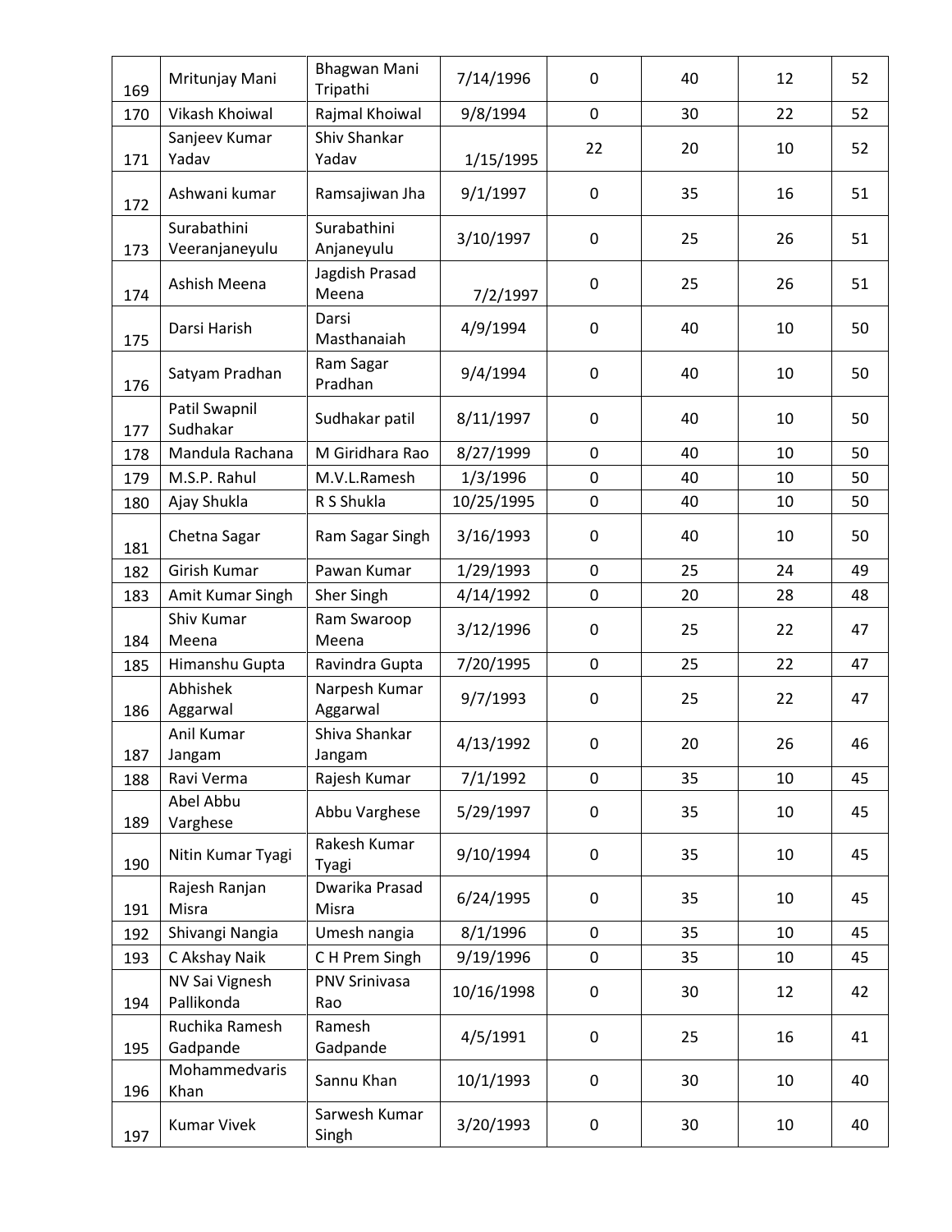| 169 | Mritunjay Mani | Bhagwan Mani Tripathi | 7/14/1996 | 0 | 40 | 12 | 52 |
|---|---|---|---|---|---|---|---|
| 170 | Vikash Khoiwal | Rajmal Khoiwal | 9/8/1994 | 0 | 30 | 22 | 52 |
| 171 | Sanjeev Kumar Yadav | Shiv Shankar Yadav | 1/15/1995 | 22 | 20 | 10 | 52 |
| 172 | Ashwani kumar | Ramsajiwan Jha | 9/1/1997 | 0 | 35 | 16 | 51 |
| 173 | Surabathini Veeranjaneyulu | Surabathini Anjaneyulu | 3/10/1997 | 0 | 25 | 26 | 51 |
| 174 | Ashish Meena | Jagdish Prasad Meena | 7/2/1997 | 0 | 25 | 26 | 51 |
| 175 | Darsi Harish | Darsi Masthanaiah | 4/9/1994 | 0 | 40 | 10 | 50 |
| 176 | Satyam Pradhan | Ram Sagar Pradhan | 9/4/1994 | 0 | 40 | 10 | 50 |
| 177 | Patil Swapnil Sudhakar | Sudhakar patil | 8/11/1997 | 0 | 40 | 10 | 50 |
| 178 | Mandula Rachana | M Giridhara Rao | 8/27/1999 | 0 | 40 | 10 | 50 |
| 179 | M.S.P. Rahul | M.V.L.Ramesh | 1/3/1996 | 0 | 40 | 10 | 50 |
| 180 | Ajay Shukla | R S Shukla | 10/25/1995 | 0 | 40 | 10 | 50 |
| 181 | Chetna Sagar | Ram Sagar Singh | 3/16/1993 | 0 | 40 | 10 | 50 |
| 182 | Girish Kumar | Pawan Kumar | 1/29/1993 | 0 | 25 | 24 | 49 |
| 183 | Amit Kumar Singh | Sher Singh | 4/14/1992 | 0 | 20 | 28 | 48 |
| 184 | Shiv Kumar Meena | Ram Swaroop Meena | 3/12/1996 | 0 | 25 | 22 | 47 |
| 185 | Himanshu Gupta | Ravindra Gupta | 7/20/1995 | 0 | 25 | 22 | 47 |
| 186 | Abhishek Aggarwal | Narpesh Kumar Aggarwal | 9/7/1993 | 0 | 25 | 22 | 47 |
| 187 | Anil Kumar Jangam | Shiva Shankar Jangam | 4/13/1992 | 0 | 20 | 26 | 46 |
| 188 | Ravi Verma | Rajesh Kumar | 7/1/1992 | 0 | 35 | 10 | 45 |
| 189 | Abel Abbu Varghese | Abbu Varghese | 5/29/1997 | 0 | 35 | 10 | 45 |
| 190 | Nitin Kumar Tyagi | Rakesh Kumar Tyagi | 9/10/1994 | 0 | 35 | 10 | 45 |
| 191 | Rajesh Ranjan Misra | Dwarika Prasad Misra | 6/24/1995 | 0 | 35 | 10 | 45 |
| 192 | Shivangi Nangia | Umesh nangia | 8/1/1996 | 0 | 35 | 10 | 45 |
| 193 | C Akshay Naik | C H Prem Singh | 9/19/1996 | 0 | 35 | 10 | 45 |
| 194 | NV Sai Vignesh Pallikonda | PNV Srinivasa Rao | 10/16/1998 | 0 | 30 | 12 | 42 |
| 195 | Ruchika Ramesh Gadpande | Ramesh Gadpande | 4/5/1991 | 0 | 25 | 16 | 41 |
| 196 | Mohammedvaris Khan | Sannu Khan | 10/1/1993 | 0 | 30 | 10 | 40 |
| 197 | Kumar Vivek | Sarwesh Kumar Singh | 3/20/1993 | 0 | 30 | 10 | 40 |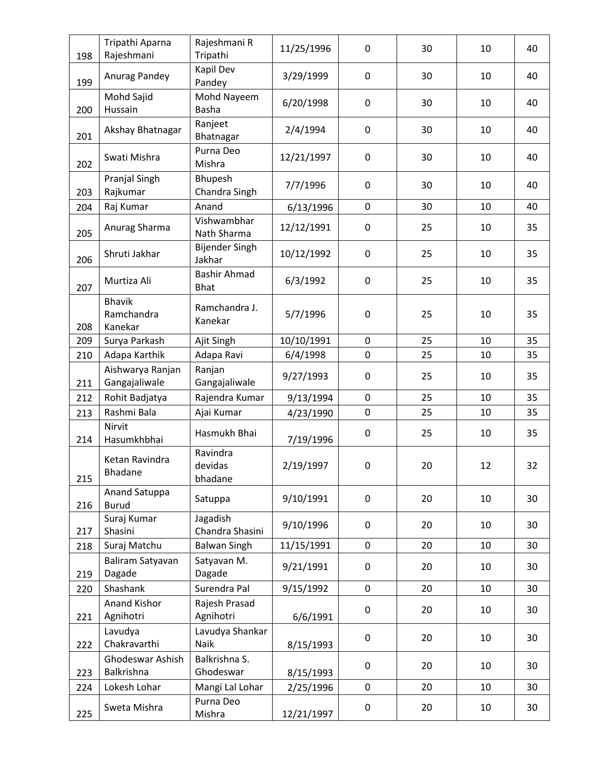| | | | | | | | |
|---|---|---|---|---|---|---|---|
| 198 | Tripathi Aparna Rajeshmani | Rajeshmani R Tripathi | 11/25/1996 | 0 | 30 | 10 | 40 |
| 199 | Anurag Pandey | Kapil Dev Pandey | 3/29/1999 | 0 | 30 | 10 | 40 |
| 200 | Mohd Sajid Hussain | Mohd Nayeem Basha | 6/20/1998 | 0 | 30 | 10 | 40 |
| 201 | Akshay Bhatnagar | Ranjeet Bhatnagar | 2/4/1994 | 0 | 30 | 10 | 40 |
| 202 | Swati Mishra | Purna Deo Mishra | 12/21/1997 | 0 | 30 | 10 | 40 |
| 203 | Pranjal Singh Rajkumar | Bhupesh Chandra Singh | 7/7/1996 | 0 | 30 | 10 | 40 |
| 204 | Raj Kumar | Anand | 6/13/1996 | 0 | 30 | 10 | 40 |
| 205 | Anurag Sharma | Vishwambhar Nath Sharma | 12/12/1991 | 0 | 25 | 10 | 35 |
| 206 | Shruti Jakhar | Bijender Singh Jakhar | 10/12/1992 | 0 | 25 | 10 | 35 |
| 207 | Murtiza Ali | Bashir Ahmad Bhat | 6/3/1992 | 0 | 25 | 10 | 35 |
| 208 | Bhavik Ramchandra Kanekar | Ramchandra J. Kanekar | 5/7/1996 | 0 | 25 | 10 | 35 |
| 209 | Surya Parkash | Ajit Singh | 10/10/1991 | 0 | 25 | 10 | 35 |
| 210 | Adapa Karthik | Adapa Ravi | 6/4/1998 | 0 | 25 | 10 | 35 |
| 211 | Aishwarya Ranjan Gangajaliwale | Ranjan Gangajaliwale | 9/27/1993 | 0 | 25 | 10 | 35 |
| 212 | Rohit Badjatya | Rajendra Kumar | 9/13/1994 | 0 | 25 | 10 | 35 |
| 213 | Rashmi Bala | Ajai Kumar | 4/23/1990 | 0 | 25 | 10 | 35 |
| 214 | Nirvit Hasumkhbhai | Hasmukh Bhai | 7/19/1996 | 0 | 25 | 10 | 35 |
| 215 | Ketan Ravindra Bhadane | Ravindra devidas bhadane | 2/19/1997 | 0 | 20 | 12 | 32 |
| 216 | Anand Satuppa Burud | Satuppa | 9/10/1991 | 0 | 20 | 10 | 30 |
| 217 | Suraj Kumar Shasini | Jagadish Chandra Shasini | 9/10/1996 | 0 | 20 | 10 | 30 |
| 218 | Suraj Matchu | Balwan Singh | 11/15/1991 | 0 | 20 | 10 | 30 |
| 219 | Baliram Satyavan Dagade | Satyavan M. Dagade | 9/21/1991 | 0 | 20 | 10 | 30 |
| 220 | Shashank | Surendra Pal | 9/15/1992 | 0 | 20 | 10 | 30 |
| 221 | Anand Kishor Agnihotri | Rajesh Prasad Agnihotri | 6/6/1991 | 0 | 20 | 10 | 30 |
| 222 | Lavudya Chakravarthi | Lavudya Shankar Naik | 8/15/1993 | 0 | 20 | 10 | 30 |
| 223 | Ghodeswar Ashish Balkrishna | Balkrishna S. Ghodeswar | 8/15/1993 | 0 | 20 | 10 | 30 |
| 224 | Lokesh Lohar | Mangi Lal Lohar | 2/25/1996 | 0 | 20 | 10 | 30 |
| 225 | Sweta Mishra | Purna Deo Mishra | 12/21/1997 | 0 | 20 | 10 | 30 |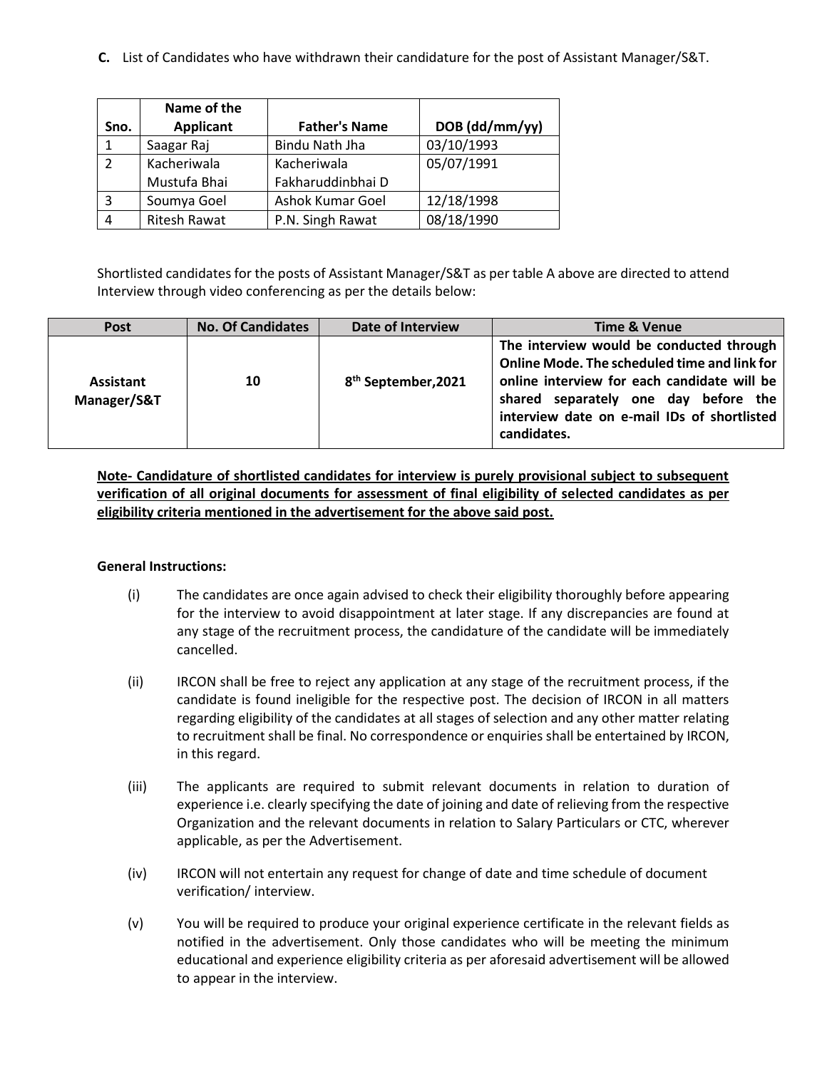**C.** List of Candidates who have withdrawn their candidature for the post of Assistant Manager/S&T.

| Sno. | Name of the Applicant | Father's Name | DOB (dd/mm/yy) |
|---|---|---|---|
| 1 | Saagar Raj | Bindu Nath Jha | 03/10/1993 |
| 2 | Kacheriwala Mustufa Bhai | Kacheriwala Fakharuddinbhai D | 05/07/1991 |
| 3 | Soumya Goel | Ashok Kumar Goel | 12/18/1998 |
| 4 | Ritesh Rawat | P.N. Singh Rawat | 08/18/1990 |

Shortlisted candidates for the posts of Assistant Manager/S&T as per table A above are directed to attend Interview through video conferencing as per the details below:

| Post | No. Of Candidates | Date of Interview | Time & Venue |
|---|---|---|---|
| **Assistant Manager/S&T** | **10** | **8th September,2021** | **The interview would be conducted through Online Mode. The scheduled time and link for online interview for each candidate will be shared separately one day before the interview date on e-mail IDs of shortlisted candidates.** |

**Note- Candidature of shortlisted candidates for interview is purely provisional subject to subsequent verification of all original documents for assessment of final eligibility of selected candidates as per eligibility criteria mentioned in the advertisement for the above said post.**

**General Instructions:**

(i) The candidates are once again advised to check their eligibility thoroughly before appearing for the interview to avoid disappointment at later stage. If any discrepancies are found at any stage of the recruitment process, the candidature of the candidate will be immediately cancelled.

(ii) IRCON shall be free to reject any application at any stage of the recruitment process, if the candidate is found ineligible for the respective post. The decision of IRCON in all matters regarding eligibility of the candidates at all stages of selection and any other matter relating to recruitment shall be final. No correspondence or enquiries shall be entertained by IRCON, in this regard.

(iii) The applicants are required to submit relevant documents in relation to duration of experience i.e. clearly specifying the date of joining and date of relieving from the respective Organization and the relevant documents in relation to Salary Particulars or CTC, wherever applicable, as per the Advertisement.

(iv) IRCON will not entertain any request for change of date and time schedule of document verification/ interview.

(v) You will be required to produce your original experience certificate in the relevant fields as notified in the advertisement. Only those candidates who will be meeting the minimum educational and experience eligibility criteria as per aforesaid advertisement will be allowed to appear in the interview.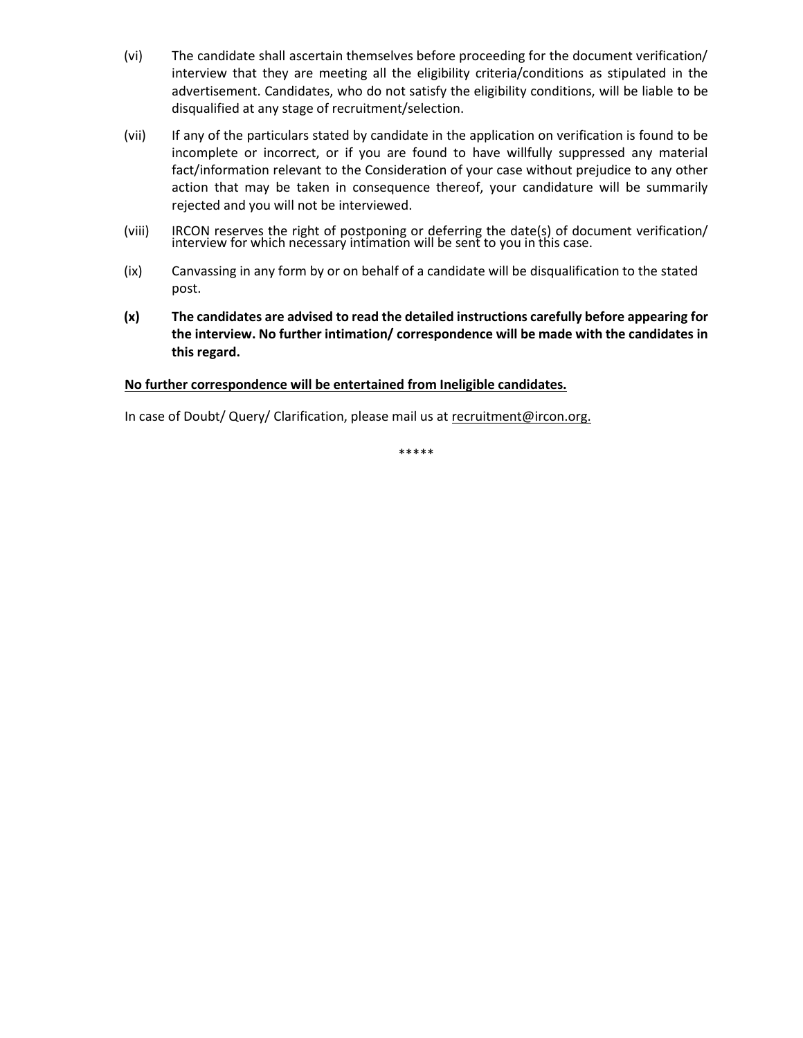(vi) The candidate shall ascertain themselves before proceeding for the document verification/ interview that they are meeting all the eligibility criteria/conditions as stipulated in the advertisement. Candidates, who do not satisfy the eligibility conditions, will be liable to be disqualified at any stage of recruitment/selection.

(vii) If any of the particulars stated by candidate in the application on verification is found to be incomplete or incorrect, or if you are found to have willfully suppressed any material fact/information relevant to the Consideration of your case without prejudice to any other action that may be taken in consequence thereof, your candidature will be summarily rejected and you will not be interviewed.

(viii) IRCON reserves the right of postponing or deferring the date(s) of document verification/ interview for which necessary intimation will be sent to you in this case.

(ix) Canvassing in any form by or on behalf of a candidate will be disqualification to the stated post.

**(x) The candidates are advised to read the detailed instructions carefully before appearing for the interview. No further intimation/ correspondence will be made with the candidates in this regard.**

**<u>No further correspondence will be entertained from Ineligible candidates.</u>**

In case of Doubt/ Query/ Clarification, please mail us at recruitment@ircon.org.

*****